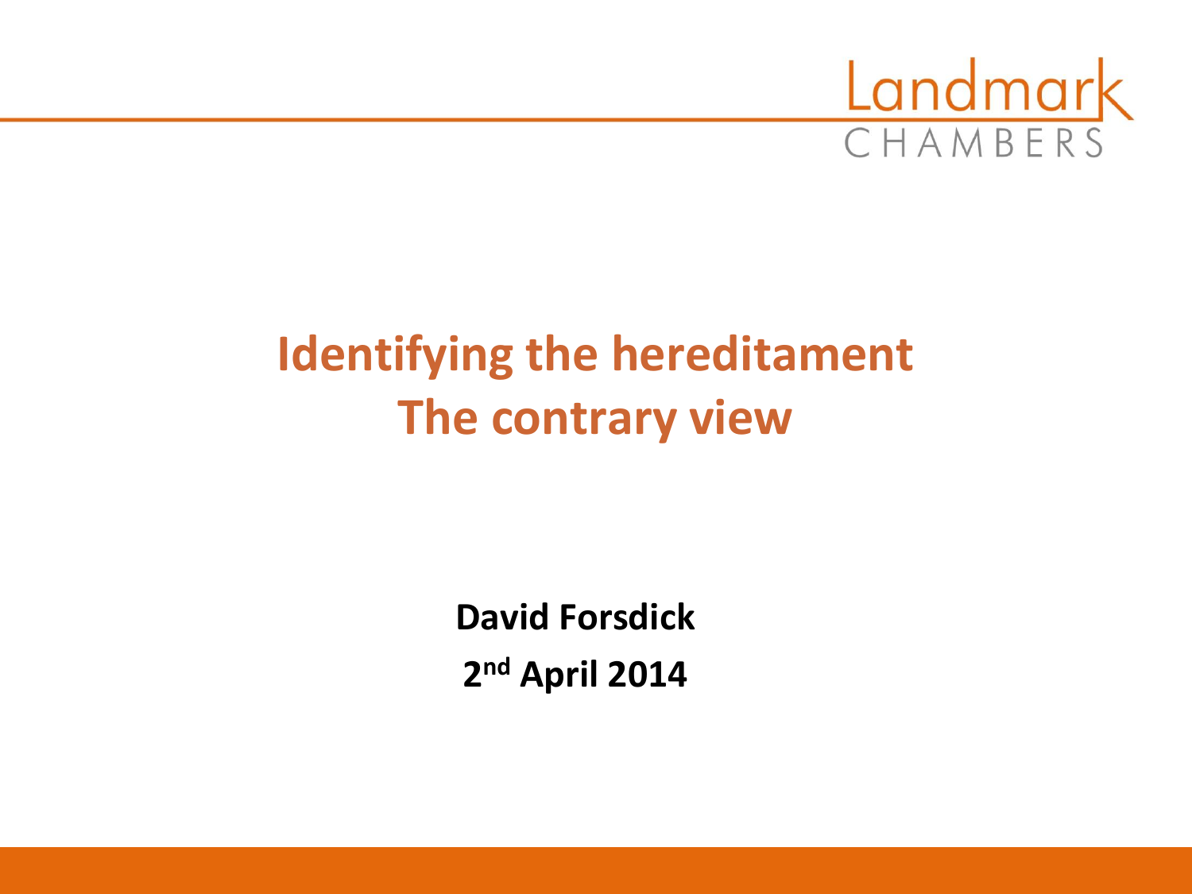Landmark CHAMBERS

# Identifying the hereditament
# The contrary view

**David Forsdick**

**2nd April 2014**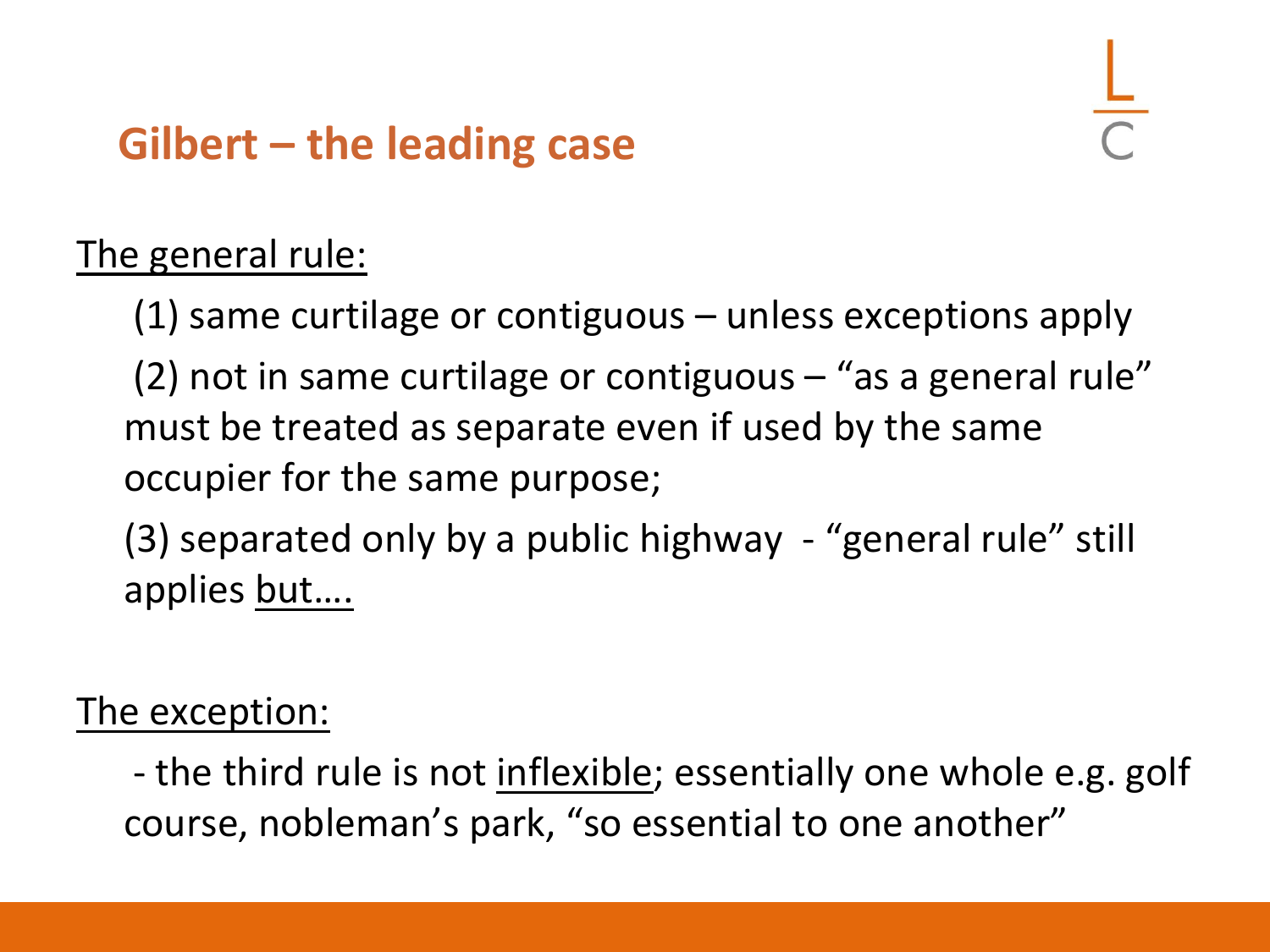## Gilbert – the leading case

The general rule:

(1) same curtilage or contiguous – unless exceptions apply

(2) not in same curtilage or contiguous – "as a general rule" must be treated as separate even if used by the same occupier for the same purpose;

(3) separated only by a public highway - "general rule" still applies but….

The exception:

- the third rule is not inflexible; essentially one whole e.g. golf course, nobleman's park, "so essential to one another"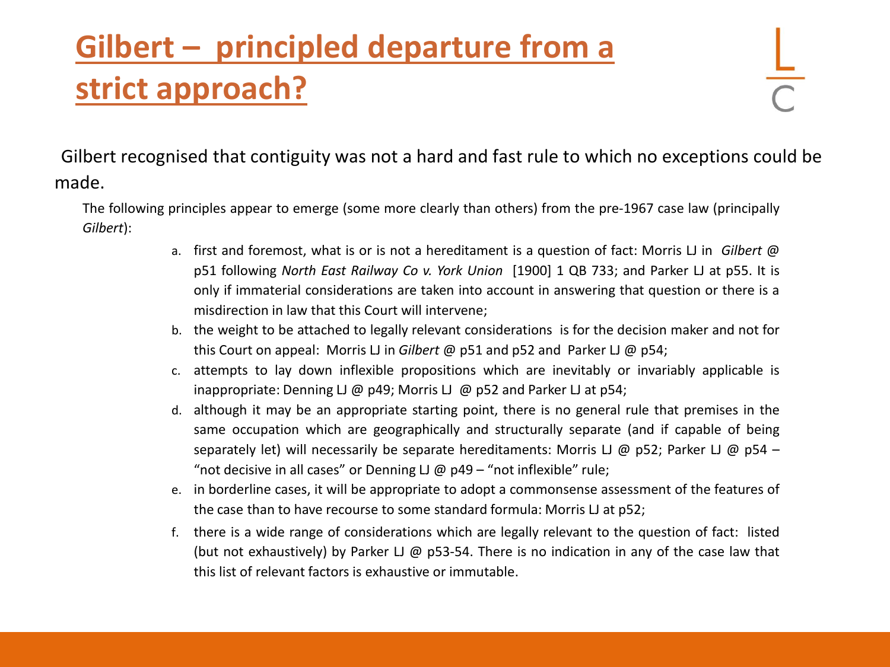# Gilbert – principled departure from a strict approach?

Gilbert recognised that contiguity was not a hard and fast rule to which no exceptions could be made.

The following principles appear to emerge (some more clearly than others) from the pre-1967 case law (principally *Gilbert*):

a. first and foremost, what is or is not a hereditament is a question of fact: Morris LJ in *Gilbert* @ p51 following *North East Railway Co v. York Union* [1900] 1 QB 733; and Parker LJ at p55. It is only if immaterial considerations are taken into account in answering that question or there is a misdirection in law that this Court will intervene;

b. the weight to be attached to legally relevant considerations is for the decision maker and not for this Court on appeal: Morris LJ in *Gilbert* @ p51 and p52 and Parker LJ @ p54;

c. attempts to lay down inflexible propositions which are inevitably or invariably applicable is inappropriate: Denning LJ @ p49; Morris LJ @ p52 and Parker LJ at p54;

d. although it may be an appropriate starting point, there is no general rule that premises in the same occupation which are geographically and structurally separate (and if capable of being separately let) will necessarily be separate hereditaments: Morris LJ @ p52; Parker LJ @ p54 – "not decisive in all cases" or Denning LJ @ p49 – "not inflexible" rule;

e. in borderline cases, it will be appropriate to adopt a commonsense assessment of the features of the case than to have recourse to some standard formula: Morris LJ at p52;

f. there is a wide range of considerations which are legally relevant to the question of fact: listed (but not exhaustively) by Parker LJ @ p53-54. There is no indication in any of the case law that this list of relevant factors is exhaustive or immutable.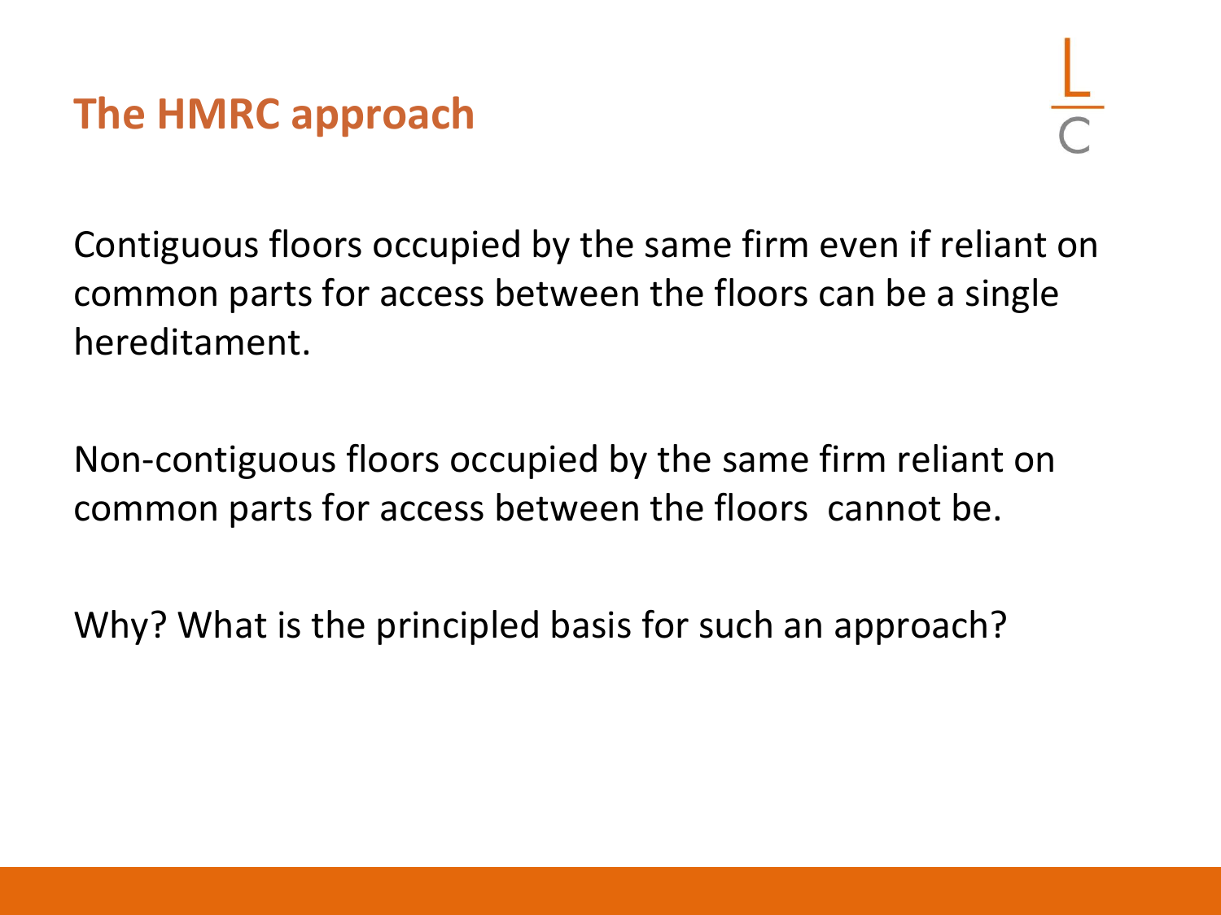## The HMRC approach

Contiguous floors occupied by the same firm even if reliant on common parts for access between the floors can be a single hereditament.

Non-contiguous floors occupied by the same firm reliant on common parts for access between the floors cannot be.

Why? What is the principled basis for such an approach?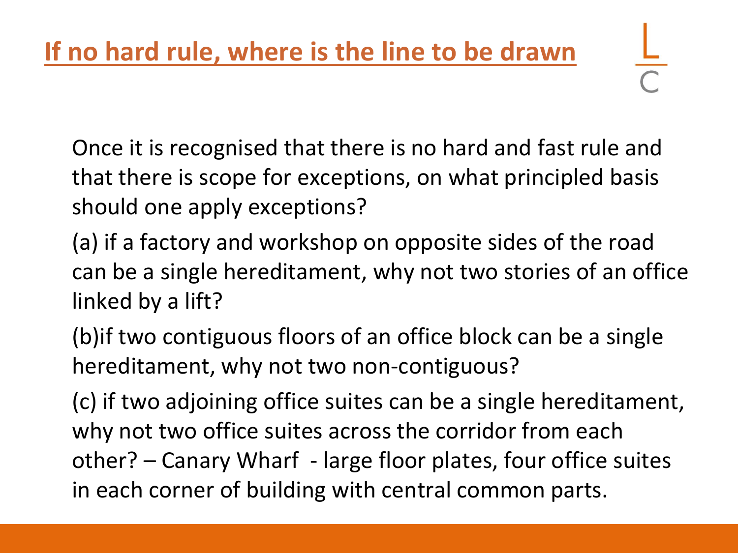## If no hard rule, where is the line to be drawn

Once it is recognised that there is no hard and fast rule and that there is scope for exceptions, on what principled basis should one apply exceptions?

(a) if a factory and workshop on opposite sides of the road can be a single hereditament, why not two stories of an office linked by a lift?

(b)if two contiguous floors of an office block can be a single hereditament, why not two non-contiguous?

(c) if two adjoining office suites can be a single hereditament, why not two office suites across the corridor from each other? – Canary Wharf - large floor plates, four office suites in each corner of building with central common parts.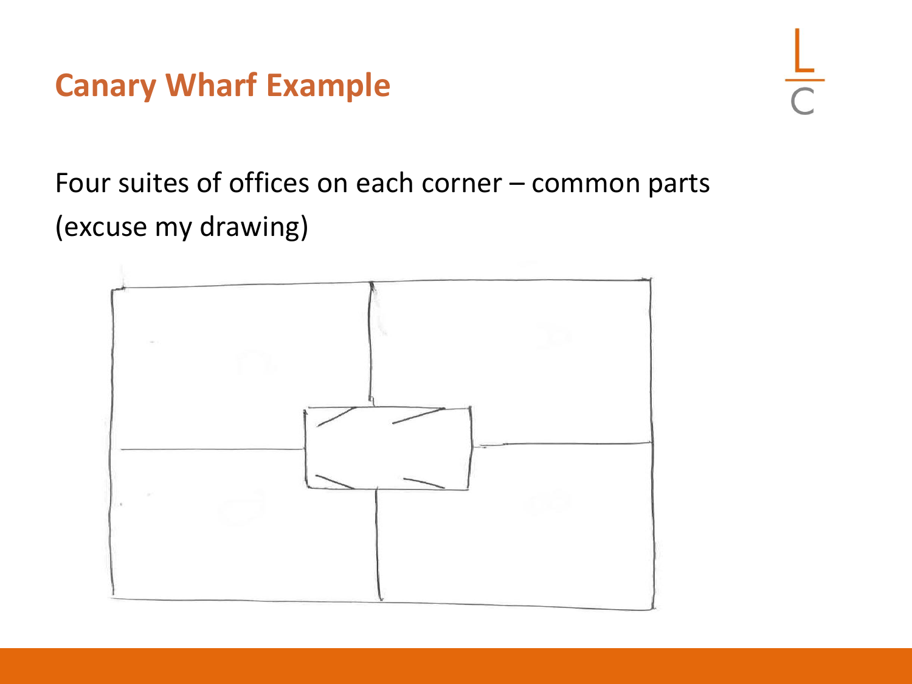# Canary Wharf Example

Four suites of offices on each corner – common parts (excuse my drawing)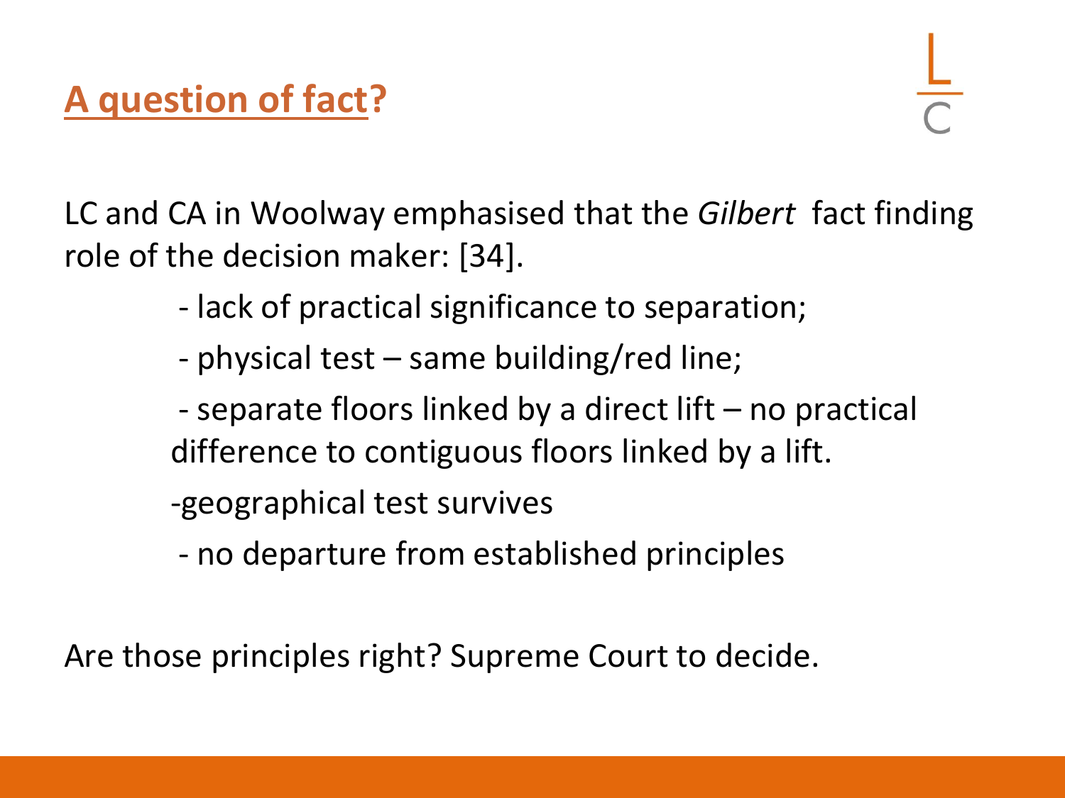# A question of fact?

LC and CA in Woolway emphasised that the *Gilbert* fact finding role of the decision maker: [34].

- lack of practical significance to separation;
- physical test – same building/red line;
- separate floors linked by a direct lift – no practical difference to contiguous floors linked by a lift.
- geographical test survives
- no departure from established principles

Are those principles right? Supreme Court to decide.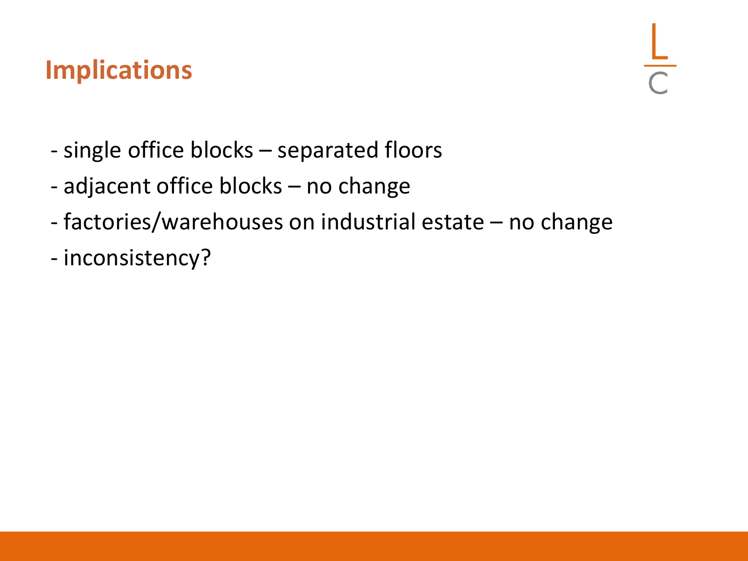## Implications

- single office blocks – separated floors
- adjacent office blocks – no change
- factories/warehouses on industrial estate – no change
- inconsistency?